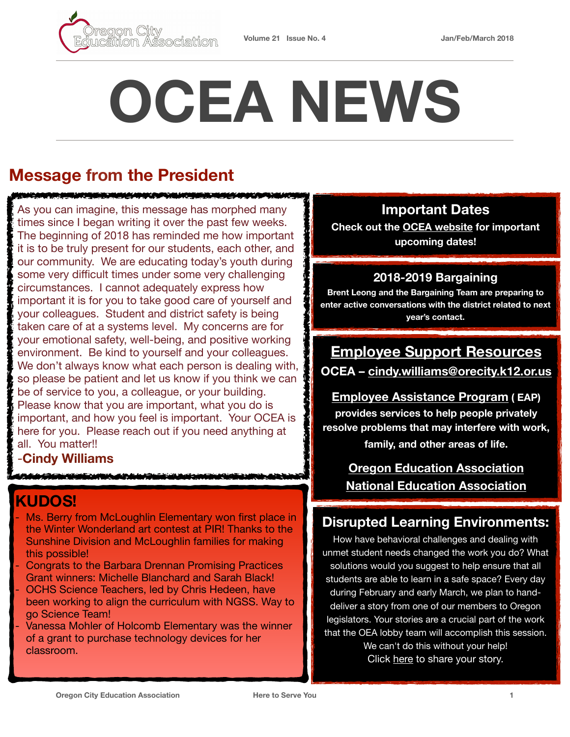# OCEA NEWS

Volume 21 Issue No. 4 — Jan/Feb/March 2018

## Message from the President

As you can imagine, this message has morphed many times since I began writing it over the past few weeks. The beginning of 2018 has reminded me how important it is to be truly present for our students, each other, and our community. We are educating today's youth during some very difficult times under some very challenging circumstances. I cannot adequately express how important it is for you to take good care of yourself and your colleagues. Student and district safety is being taken care of at a systems level. My concerns are for your emotional safety, well-being, and positive working environment. Be kind to yourself and your colleagues. We don't always know what each person is dealing with, so please be patient and let us know if you think we can be of service to you, a colleague, or your building. Please know that you are important, what you do is important, and how you feel is important. Your OCEA is here for you. Please reach out if you need anything at all. You matter!!

-**Cindy Williams**

## KUDOS!

- Ms. Berry from McLoughlin Elementary won first place in the Winter Wonderland art contest at PIR! Thanks to the Sunshine Division and McLoughlin families for making this possible!
- Congrats to the Barbara Drennan Promising Practices Grant winners: Michelle Blanchard and Sarah Black!
- OCHS Science Teachers, led by Chris Hedeen, have been working to align the curriculum with NGSS. Way to go Science Team!
- Vanessa Mohler of Holcomb Elementary was the winner of a grant to purchase technology devices for her classroom.

### Important Dates

**Check out the OCEA website for important upcoming dates!**

### 2018-2019 Bargaining

**Brent Leong and the Bargaining Team are preparing to enter active conversations with the district related to next year's contact.**

### Employee Support Resources

**OCEA – cindy.williams@orecity.k12.or.us**

**Employee Assistance Program ( EAP) provides services to help people privately resolve problems that may interfere with work, family, and other areas of life.**

**Oregon Education Association**

**National Education Association**

### Disrupted Learning Environments:

How have behavioral challenges and dealing with unmet student needs changed the work you do? What solutions would you suggest to help ensure that all students are able to learn in a safe space? Every day during February and early March, we plan to hand-deliver a story from one of our members to Oregon legislators. Your stories are a crucial part of the work that the OEA lobby team will accomplish this session. We can't do this without your help!

Click here to share your story.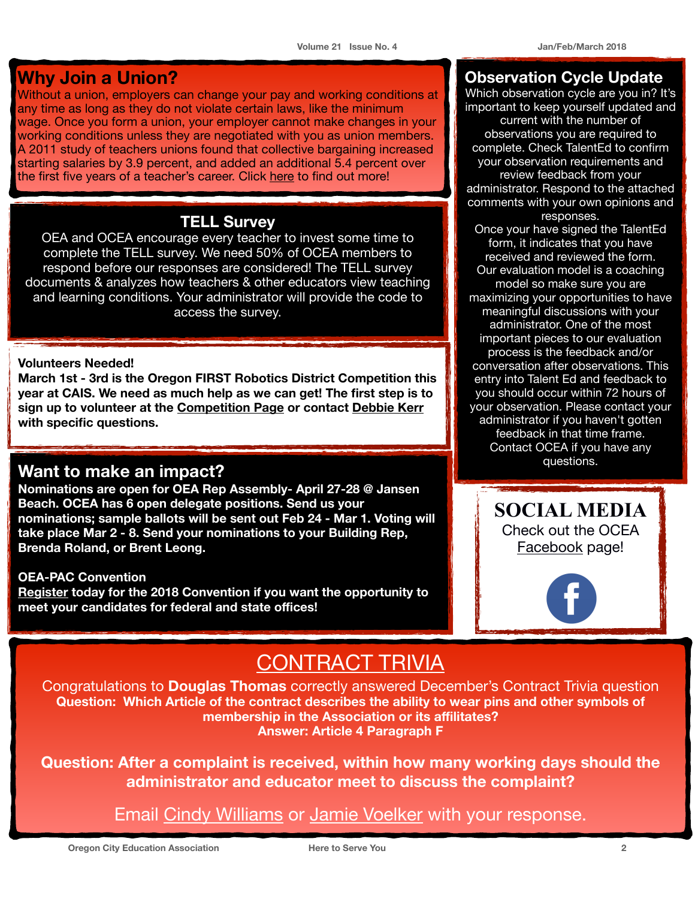## Why Join a Union?

Without a union, employers can change your pay and working conditions at any time as long as they do not violate certain laws, like the minimum wage. Once you form a union, your employer cannot make changes in your working conditions unless they are negotiated with you as union members. A 2011 study of teachers unions found that collective bargaining increased starting salaries by 3.9 percent, and added an additional 5.4 percent over the first five years of a teacher's career. Click here to find out more!

### TELL Survey

OEA and OCEA encourage every teacher to invest some time to complete the TELL survey. We need 50% of OCEA members to respond before our responses are considered! The TELL survey documents & analyzes how teachers & other educators view teaching and learning conditions. Your administrator will provide the code to access the survey.

**Volunteers Needed!**

**March 1st - 3rd is the Oregon FIRST Robotics District Competition this year at CAIS. We need as much help as we can get! The first step is to sign up to volunteer at the Competition Page or contact Debbie Kerr with specific questions.**

## Want to make an impact?

**Nominations are open for OEA Rep Assembly- April 27-28 @ Jansen Beach. OCEA has 6 open delegate positions. Send us your nominations; sample ballots will be sent out Feb 24 - Mar 1. Voting will take place Mar 2 - 8. Send your nominations to your Building Rep, Brenda Roland, or Brent Leong.**

**OEA-PAC Convention**

**Register today for the 2018 Convention if you want the opportunity to meet your candidates for federal and state offices!**

## Observation Cycle Update

Which observation cycle are you in? It's important to keep yourself updated and current with the number of observations you are required to complete. Check TalentEd to confirm your observation requirements and review feedback from your administrator. Respond to the attached comments with your own opinions and responses.

Once your have signed the TalentEd form, it indicates that you have received and reviewed the form. Our evaluation model is a coaching model so make sure you are maximizing your opportunities to have meaningful discussions with your administrator. One of the most important pieces to our evaluation process is the feedback and/or conversation after observations. This entry into Talent Ed and feedback to you should occur within 72 hours of your observation. Please contact your administrator if you haven't gotten feedback in that time frame. Contact OCEA if you have any questions.

## SOCIAL MEDIA

Check out the OCEA Facebook page!

## CONTRACT TRIVIA

Congratulations to **Douglas Thomas** correctly answered December's Contract Trivia question

**Question: Which Article of the contract describes the ability to wear pins and other symbols of membership in the Association or its affilitates?**

**Answer: Article 4 Paragraph F**

**Question: After a complaint is received, within how many working days should the administrator and educator meet to discuss the complaint?**

Email Cindy Williams or Jamie Voelker with your response.